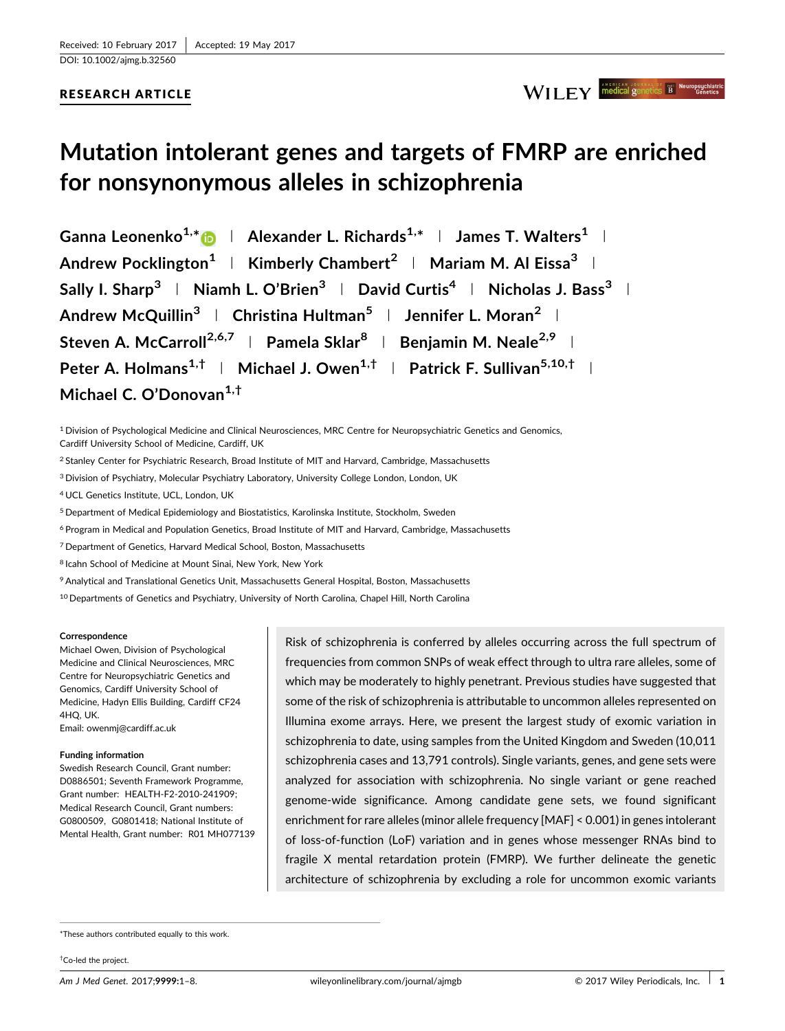Received: 10 February 2017 | Accepted: 19 May 2017

DOI: 10.1002/ajmg.b.32560

**RESEARCH ARTICLE**

# Mutation intolerant genes and targets of FMRP are enriched for nonsynonymous alleles in schizophrenia

**Ganna Leonenko[1,*] | Alexander L. Richards[1,*] | James T. Walters[1] | Andrew Pocklington[1] | Kimberly Chambert[2] | Mariam M. Al Eissa[3] | Sally I. Sharp[3] | Niamh L. O'Brien[3] | David Curtis[4] | Nicholas J. Bass[3] | Andrew McQuillin[3] | Christina Hultman[5] | Jennifer L. Moran[2] | Steven A. McCarroll[2,6,7] | Pamela Sklar[8] | Benjamin M. Neale[2,9] | Peter A. Holmans[1,†] | Michael J. Owen[1,†] | Patrick F. Sullivan[5,10,†] | Michael C. O'Donovan[1,†]**

[1] Division of Psychological Medicine and Clinical Neurosciences, MRC Centre for Neuropsychiatric Genetics and Genomics, Cardiff University School of Medicine, Cardiff, UK

[2] Stanley Center for Psychiatric Research, Broad Institute of MIT and Harvard, Cambridge, Massachusetts

[3] Division of Psychiatry, Molecular Psychiatry Laboratory, University College London, London, UK

[4] UCL Genetics Institute, UCL, London, UK

[5] Department of Medical Epidemiology and Biostatistics, Karolinska Institute, Stockholm, Sweden

[6] Program in Medical and Population Genetics, Broad Institute of MIT and Harvard, Cambridge, Massachusetts

[7] Department of Genetics, Harvard Medical School, Boston, Massachusetts

[8] Icahn School of Medicine at Mount Sinai, New York, New York

[9] Analytical and Translational Genetics Unit, Massachusetts General Hospital, Boston, Massachusetts

[10] Departments of Genetics and Psychiatry, University of North Carolina, Chapel Hill, North Carolina

**Correspondence**

Michael Owen, Division of Psychological Medicine and Clinical Neurosciences, MRC Centre for Neuropsychiatric Genetics and Genomics, Cardiff University School of Medicine, Hadyn Ellis Building, Cardiff CF24 4HQ, UK.
Email: owenmj@cardiff.ac.uk

**Funding information**

Swedish Research Council, Grant number: D0886501; Seventh Framework Programme, Grant number: HEALTH-F2-2010-241909; Medical Research Council, Grant numbers: G0800509, G0801418; National Institute of Mental Health, Grant number: R01 MH077139

Risk of schizophrenia is conferred by alleles occurring across the full spectrum of frequencies from common SNPs of weak effect through to ultra rare alleles, some of which may be moderately to highly penetrant. Previous studies have suggested that some of the risk of schizophrenia is attributable to uncommon alleles represented on Illumina exome arrays. Here, we present the largest study of exomic variation in schizophrenia to date, using samples from the United Kingdom and Sweden (10,011 schizophrenia cases and 13,791 controls). Single variants, genes, and gene sets were analyzed for association with schizophrenia. No single variant or gene reached genome-wide significance. Among candidate gene sets, we found significant enrichment for rare alleles (minor allele frequency [MAF] < 0.001) in genes intolerant of loss-of-function (LoF) variation and in genes whose messenger RNAs bind to fragile X mental retardation protein (FMRP). We further delineate the genetic architecture of schizophrenia by excluding a role for uncommon exomic variants

*These authors contributed equally to this work.

†Co-led the project.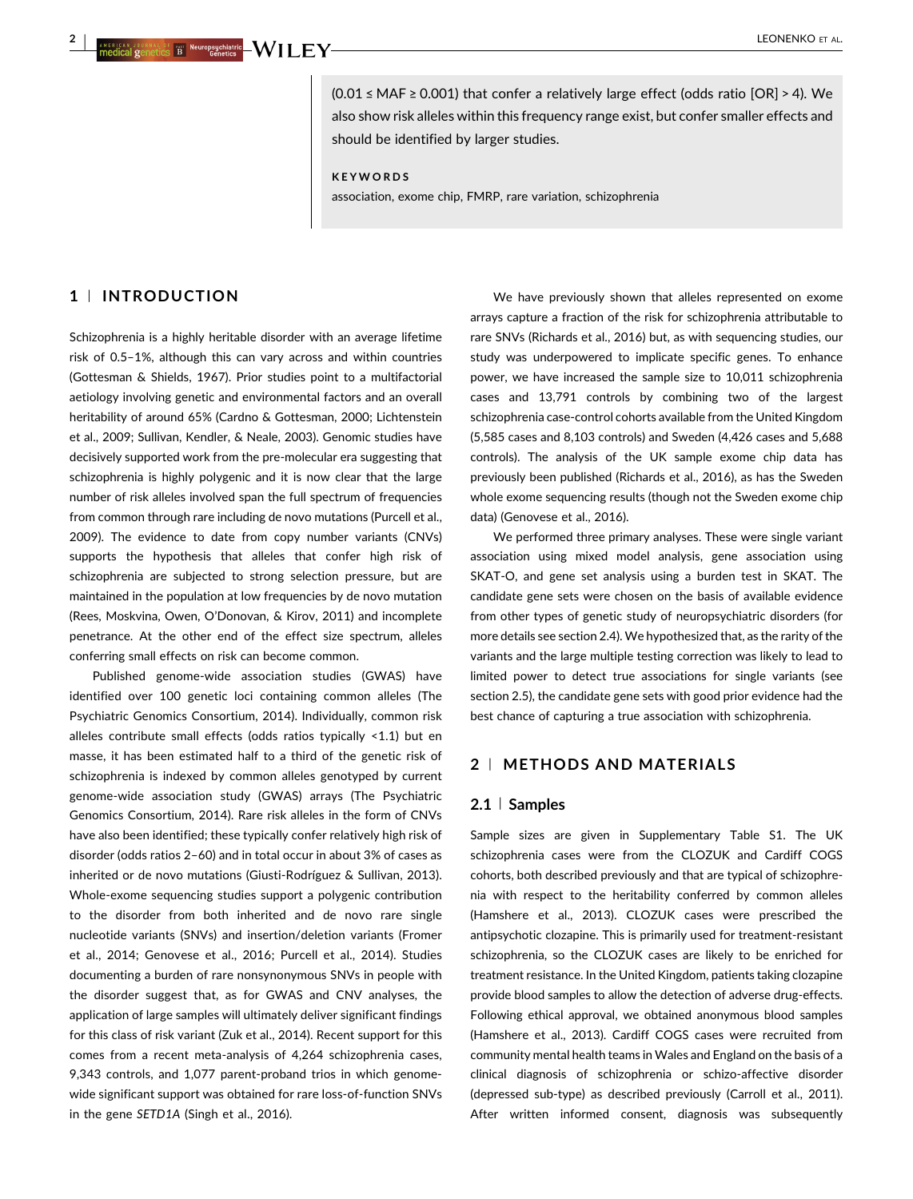(0.01 ≤ MAF ≥ 0.001) that confer a relatively large effect (odds ratio [OR] > 4). We also show risk alleles within this frequency range exist, but confer smaller effects and should be identified by larger studies.

**KEYWORDS**

association, exome chip, FMRP, rare variation, schizophrenia

## 1 | INTRODUCTION

Schizophrenia is a highly heritable disorder with an average lifetime risk of 0.5–1%, although this can vary across and within countries (Gottesman & Shields, 1967). Prior studies point to a multifactorial aetiology involving genetic and environmental factors and an overall heritability of around 65% (Cardno & Gottesman, 2000; Lichtenstein et al., 2009; Sullivan, Kendler, & Neale, 2003). Genomic studies have decisively supported work from the pre-molecular era suggesting that schizophrenia is highly polygenic and it is now clear that the large number of risk alleles involved span the full spectrum of frequencies from common through rare including de novo mutations (Purcell et al., 2009). The evidence to date from copy number variants (CNVs) supports the hypothesis that alleles that confer high risk of schizophrenia are subjected to strong selection pressure, but are maintained in the population at low frequencies by de novo mutation (Rees, Moskvina, Owen, O'Donovan, & Kirov, 2011) and incomplete penetrance. At the other end of the effect size spectrum, alleles conferring small effects on risk can become common.

Published genome-wide association studies (GWAS) have identified over 100 genetic loci containing common alleles (The Psychiatric Genomics Consortium, 2014). Individually, common risk alleles contribute small effects (odds ratios typically <1.1) but en masse, it has been estimated half to a third of the genetic risk of schizophrenia is indexed by common alleles genotyped by current genome-wide association study (GWAS) arrays (The Psychiatric Genomics Consortium, 2014). Rare risk alleles in the form of CNVs have also been identified; these typically confer relatively high risk of disorder (odds ratios 2–60) and in total occur in about 3% of cases as inherited or de novo mutations (Giusti-Rodríguez & Sullivan, 2013). Whole-exome sequencing studies support a polygenic contribution to the disorder from both inherited and de novo rare single nucleotide variants (SNVs) and insertion/deletion variants (Fromer et al., 2014; Genovese et al., 2016; Purcell et al., 2014). Studies documenting a burden of rare nonsynonymous SNVs in people with the disorder suggest that, as for GWAS and CNV analyses, the application of large samples will ultimately deliver significant findings for this class of risk variant (Zuk et al., 2014). Recent support for this comes from a recent meta-analysis of 4,264 schizophrenia cases, 9,343 controls, and 1,077 parent-proband trios in which genome-wide significant support was obtained for rare loss-of-function SNVs in the gene *SETD1A* (Singh et al., 2016).

We have previously shown that alleles represented on exome arrays capture a fraction of the risk for schizophrenia attributable to rare SNVs (Richards et al., 2016) but, as with sequencing studies, our study was underpowered to implicate specific genes. To enhance power, we have increased the sample size to 10,011 schizophrenia cases and 13,791 controls by combining two of the largest schizophrenia case-control cohorts available from the United Kingdom (5,585 cases and 8,103 controls) and Sweden (4,426 cases and 5,688 controls). The analysis of the UK sample exome chip data has previously been published (Richards et al., 2016), as has the Sweden whole exome sequencing results (though not the Sweden exome chip data) (Genovese et al., 2016).

We performed three primary analyses. These were single variant association using mixed model analysis, gene association using SKAT-O, and gene set analysis using a burden test in SKAT. The candidate gene sets were chosen on the basis of available evidence from other types of genetic study of neuropsychiatric disorders (for more details see section 2.4). We hypothesized that, as the rarity of the variants and the large multiple testing correction was likely to lead to limited power to detect true associations for single variants (see section 2.5), the candidate gene sets with good prior evidence had the best chance of capturing a true association with schizophrenia.

## 2 | METHODS AND MATERIALS

### 2.1 | Samples

Sample sizes are given in Supplementary Table S1. The UK schizophrenia cases were from the CLOZUK and Cardiff COGS cohorts, both described previously and that are typical of schizophrenia with respect to the heritability conferred by common alleles (Hamshere et al., 2013). CLOZUK cases were prescribed the antipsychotic clozapine. This is primarily used for treatment-resistant schizophrenia, so the CLOZUK cases are likely to be enriched for treatment resistance. In the United Kingdom, patients taking clozapine provide blood samples to allow the detection of adverse drug-effects. Following ethical approval, we obtained anonymous blood samples (Hamshere et al., 2013). Cardiff COGS cases were recruited from community mental health teams in Wales and England on the basis of a clinical diagnosis of schizophrenia or schizo-affective disorder (depressed sub-type) as described previously (Carroll et al., 2011). After written informed consent, diagnosis was subsequently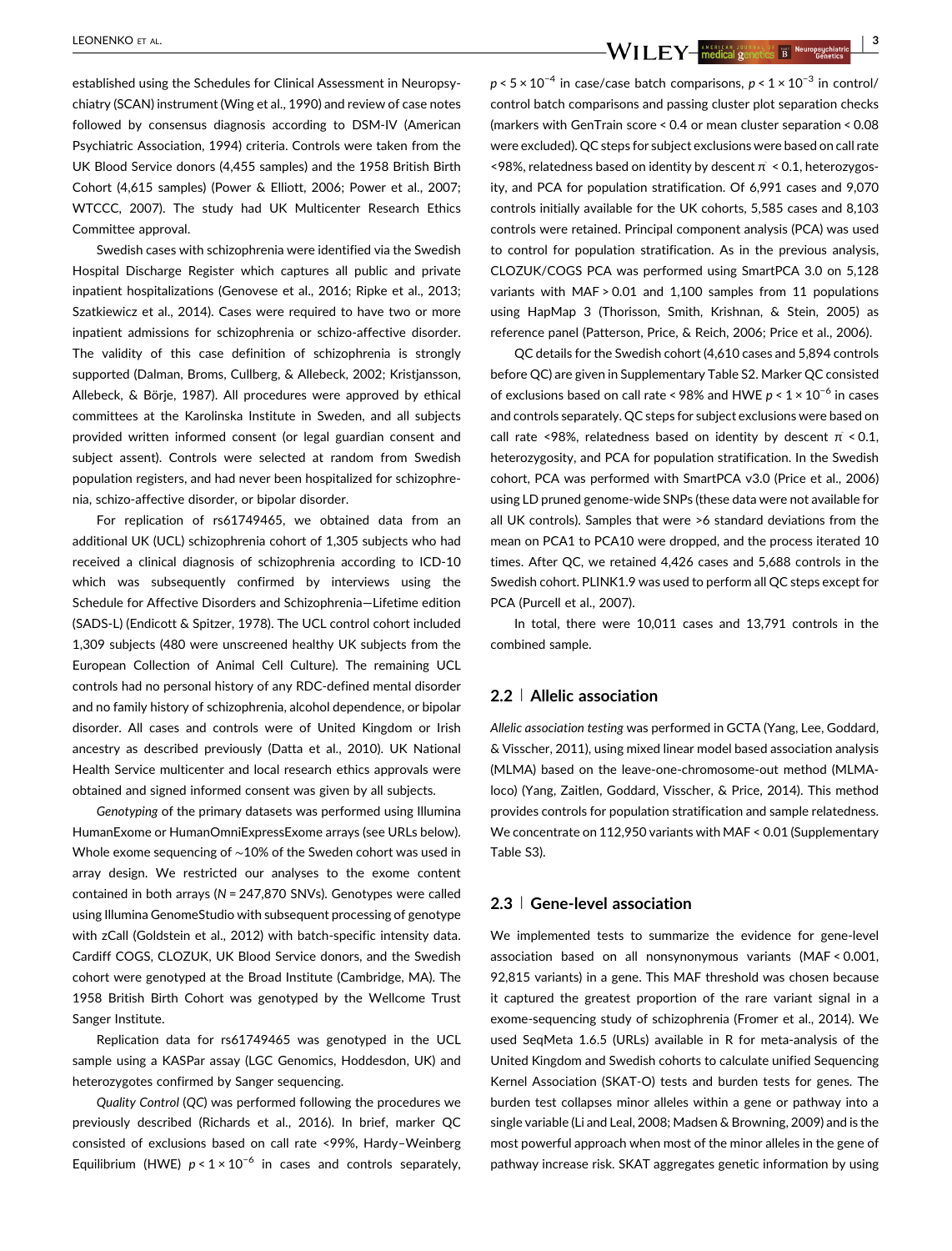established using the Schedules for Clinical Assessment in Neuropsychiatry (SCAN) instrument (Wing et al., 1990) and review of case notes followed by consensus diagnosis according to DSM-IV (American Psychiatric Association, 1994) criteria. Controls were taken from the UK Blood Service donors (4,455 samples) and the 1958 British Birth Cohort (4,615 samples) (Power & Elliott, 2006; Power et al., 2007; WTCCC, 2007). The study had UK Multicenter Research Ethics Committee approval.

Swedish cases with schizophrenia were identified via the Swedish Hospital Discharge Register which captures all public and private inpatient hospitalizations (Genovese et al., 2016; Ripke et al., 2013; Szatkiewicz et al., 2014). Cases were required to have two or more inpatient admissions for schizophrenia or schizo-affective disorder. The validity of this case definition of schizophrenia is strongly supported (Dalman, Broms, Cullberg, & Allebeck, 2002; Kristjansson, Allebeck, & Börje, 1987). All procedures were approved by ethical committees at the Karolinska Institute in Sweden, and all subjects provided written informed consent (or legal guardian consent and subject assent). Controls were selected at random from Swedish population registers, and had never been hospitalized for schizophrenia, schizo-affective disorder, or bipolar disorder.

For replication of rs61749465, we obtained data from an additional UK (UCL) schizophrenia cohort of 1,305 subjects who had received a clinical diagnosis of schizophrenia according to ICD-10 which was subsequently confirmed by interviews using the Schedule for Affective Disorders and Schizophrenia—Lifetime edition (SADS-L) (Endicott & Spitzer, 1978). The UCL control cohort included 1,309 subjects (480 were unscreened healthy UK subjects from the European Collection of Animal Cell Culture). The remaining UCL controls had no personal history of any RDC-defined mental disorder and no family history of schizophrenia, alcohol dependence, or bipolar disorder. All cases and controls were of United Kingdom or Irish ancestry as described previously (Datta et al., 2010). UK National Health Service multicenter and local research ethics approvals were obtained and signed informed consent was given by all subjects.

*Genotyping* of the primary datasets was performed using Illumina HumanExome or HumanOmniExpressExome arrays (see URLs below). Whole exome sequencing of ~10% of the Sweden cohort was used in array design. We restricted our analyses to the exome content contained in both arrays ($N$ = 247,870 SNVs). Genotypes were called using Illumina GenomeStudio with subsequent processing of genotype with zCall (Goldstein et al., 2012) with batch-specific intensity data. Cardiff COGS, CLOZUK, UK Blood Service donors, and the Swedish cohort were genotyped at the Broad Institute (Cambridge, MA). The 1958 British Birth Cohort was genotyped by the Wellcome Trust Sanger Institute.

Replication data for rs61749465 was genotyped in the UCL sample using a KASPar assay (LGC Genomics, Hoddesdon, UK) and heterozygotes confirmed by Sanger sequencing.

*Quality Control* (*QC*) was performed following the procedures we previously described (Richards et al., 2016). In brief, marker QC consisted of exclusions based on call rate <99%, Hardy–Weinberg Equilibrium (HWE) $p < 1 \times 10^{-6}$ in cases and controls separately, $p < 5 \times 10^{-4}$ in case/case batch comparisons, $p < 1 \times 10^{-3}$ in control/control batch comparisons and passing cluster plot separation checks (markers with GenTrain score < 0.4 or mean cluster separation < 0.08 were excluded). QC steps for subject exclusions were based on call rate <98%, relatedness based on identity by descent $\hat{\pi} < 0.1$, heterozygosity, and PCA for population stratification. Of 6,991 cases and 9,070 controls initially available for the UK cohorts, 5,585 cases and 8,103 controls were retained. Principal component analysis (PCA) was used to control for population stratification. As in the previous analysis, CLOZUK/COGS PCA was performed using SmartPCA 3.0 on 5,128 variants with MAF > 0.01 and 1,100 samples from 11 populations using HapMap 3 (Thorisson, Smith, Krishnan, & Stein, 2005) as reference panel (Patterson, Price, & Reich, 2006; Price et al., 2006).

QC details for the Swedish cohort (4,610 cases and 5,894 controls before QC) are given in Supplementary Table S2. Marker QC consisted of exclusions based on call rate < 98% and HWE $p < 1 \times 10^{-6}$ in cases and controls separately. QC steps for subject exclusions were based on call rate <98%, relatedness based on identity by descent $\hat{\pi} < 0.1$, heterozygosity, and PCA for population stratification. In the Swedish cohort, PCA was performed with SmartPCA v3.0 (Price et al., 2006) using LD pruned genome-wide SNPs (these data were not available for all UK controls). Samples that were >6 standard deviations from the mean on PCA1 to PCA10 were dropped, and the process iterated 10 times. After QC, we retained 4,426 cases and 5,688 controls in the Swedish cohort. PLINK1.9 was used to perform all QC steps except for PCA (Purcell et al., 2007).

In total, there were 10,011 cases and 13,791 controls in the combined sample.

## 2.2 | Allelic association

*Allelic association testing* was performed in GCTA (Yang, Lee, Goddard, & Visscher, 2011), using mixed linear model based association analysis (MLMA) based on the leave-one-chromosome-out method (MLMA-loco) (Yang, Zaitlen, Goddard, Visscher, & Price, 2014). This method provides controls for population stratification and sample relatedness. We concentrate on 112,950 variants with MAF < 0.01 (Supplementary Table S3).

## 2.3 | Gene-level association

We implemented tests to summarize the evidence for gene-level association based on all nonsynonymous variants (MAF < 0.001, 92,815 variants) in a gene. This MAF threshold was chosen because it captured the greatest proportion of the rare variant signal in a exome-sequencing study of schizophrenia (Fromer et al., 2014). We used SeqMeta 1.6.5 (URLs) available in R for meta-analysis of the United Kingdom and Swedish cohorts to calculate unified Sequencing Kernel Association (SKAT-O) tests and burden tests for genes. The burden test collapses minor alleles within a gene or pathway into a single variable (Li and Leal, 2008; Madsen & Browning, 2009) and is the most powerful approach when most of the minor alleles in the gene of pathway increase risk. SKAT aggregates genetic information by using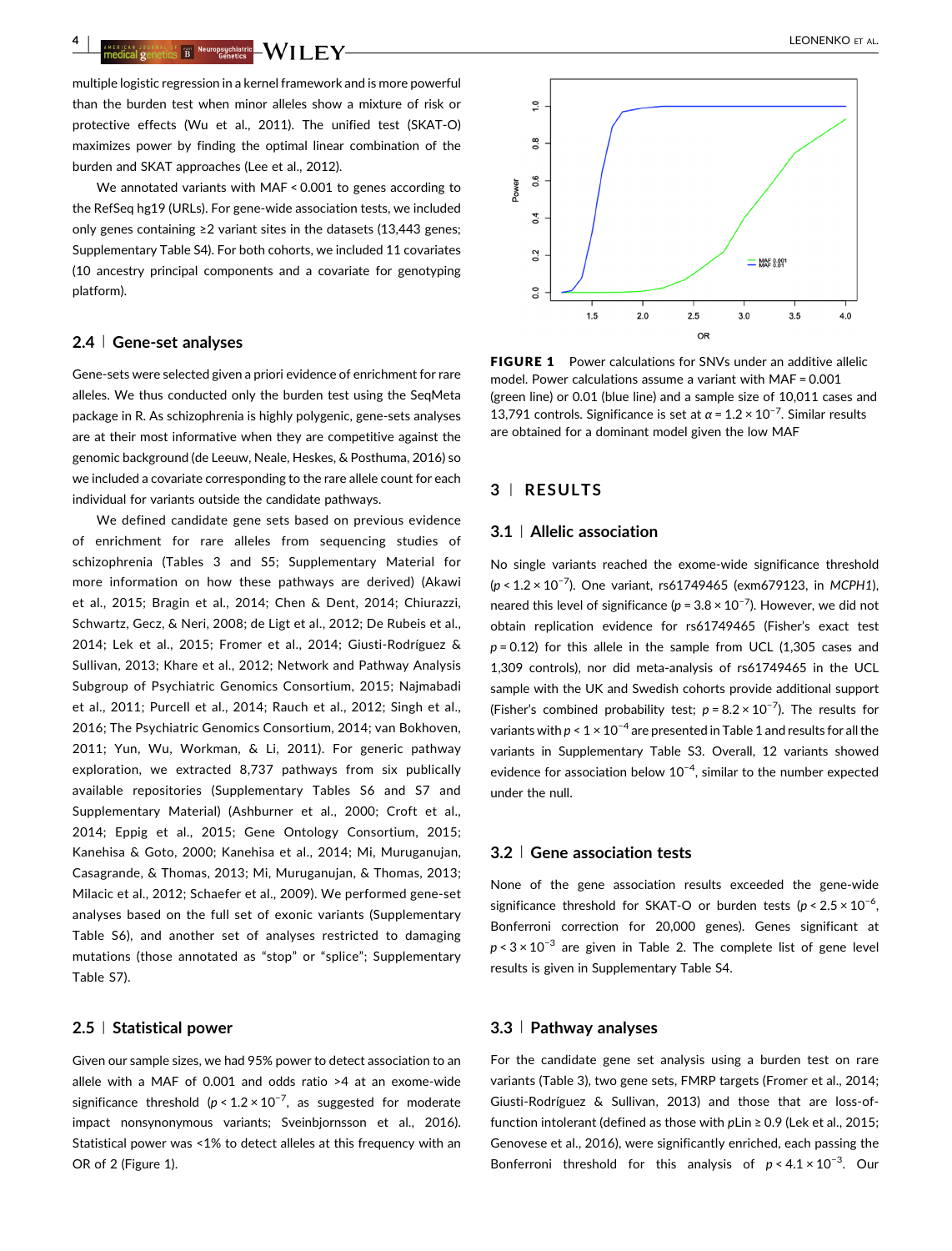multiple logistic regression in a kernel framework and is more powerful than the burden test when minor alleles show a mixture of risk or protective effects (Wu et al., 2011). The unified test (SKAT-O) maximizes power by finding the optimal linear combination of the burden and SKAT approaches (Lee et al., 2012).

We annotated variants with MAF < 0.001 to genes according to the RefSeq hg19 (URLs). For gene-wide association tests, we included only genes containing ≥2 variant sites in the datasets (13,443 genes; Supplementary Table S4). For both cohorts, we included 11 covariates (10 ancestry principal components and a covariate for genotyping platform).

### 2.4 | Gene-set analyses

Gene-sets were selected given a priori evidence of enrichment for rare alleles. We thus conducted only the burden test using the SeqMeta package in R. As schizophrenia is highly polygenic, gene-sets analyses are at their most informative when they are competitive against the genomic background (de Leeuw, Neale, Heskes, & Posthuma, 2016) so we included a covariate corresponding to the rare allele count for each individual for variants outside the candidate pathways.

We defined candidate gene sets based on previous evidence of enrichment for rare alleles from sequencing studies of schizophrenia (Tables 3 and S5; Supplementary Material for more information on how these pathways are derived) (Akawi et al., 2015; Bragin et al., 2014; Chen & Dent, 2014; Chiurazzi, Schwartz, Gecz, & Neri, 2008; de Ligt et al., 2012; De Rubeis et al., 2014; Lek et al., 2015; Fromer et al., 2014; Giusti-Rodríguez & Sullivan, 2013; Khare et al., 2012; Network and Pathway Analysis Subgroup of Psychiatric Genomics Consortium, 2015; Najmabadi et al., 2011; Purcell et al., 2014; Rauch et al., 2012; Singh et al., 2016; The Psychiatric Genomics Consortium, 2014; van Bokhoven, 2011; Yun, Wu, Workman, & Li, 2011). For generic pathway exploration, we extracted 8,737 pathways from six publically available repositories (Supplementary Tables S6 and S7 and Supplementary Material) (Ashburner et al., 2000; Croft et al., 2014; Eppig et al., 2015; Gene Ontology Consortium, 2015; Kanehisa & Goto, 2000; Kanehisa et al., 2014; Mi, Muruganujan, Casagrande, & Thomas, 2013; Mi, Muruganujan, & Thomas, 2013; Milacic et al., 2012; Schaefer et al., 2009). We performed gene-set analyses based on the full set of exonic variants (Supplementary Table S6), and another set of analyses restricted to damaging mutations (those annotated as "stop" or "splice"; Supplementary Table S7).

### 2.5 | Statistical power

Given our sample sizes, we had 95% power to detect association to an allele with a MAF of 0.001 and odds ratio >4 at an exome-wide significance threshold ($p < 1.2 \times 10^{-7}$, as suggested for moderate impact nonsynonymous variants; Sveinbjornsson et al., 2016). Statistical power was <1% to detect alleles at this frequency with an OR of 2 (Figure 1).

**FIGURE 1** Power calculations for SNVs under an additive allelic model. Power calculations assume a variant with MAF = 0.001 (green line) or 0.01 (blue line) and a sample size of 10,011 cases and 13,791 controls. Significance is set at $\alpha = 1.2 \times 10^{-7}$. Similar results are obtained for a dominant model given the low MAF

## 3 | RESULTS

### 3.1 | Allelic association

No single variants reached the exome-wide significance threshold ($p < 1.2 \times 10^{-7}$). One variant, rs61749465 (exm679123, in *MCPH1*), neared this level of significance ($p = 3.8 \times 10^{-7}$). However, we did not obtain replication evidence for rs61749465 (Fisher's exact test $p = 0.12$) for this allele in the sample from UCL (1,305 cases and 1,309 controls), nor did meta-analysis of rs61749465 in the UCL sample with the UK and Swedish cohorts provide additional support (Fisher's combined probability test; $p = 8.2 \times 10^{-7}$). The results for variants with $p < 1 \times 10^{-4}$ are presented in Table 1 and results for all the variants in Supplementary Table S3. Overall, 12 variants showed evidence for association below $10^{-4}$, similar to the number expected under the null.

### 3.2 | Gene association tests

None of the gene association results exceeded the gene-wide significance threshold for SKAT-O or burden tests ($p < 2.5 \times 10^{-6}$, Bonferroni correction for 20,000 genes). Genes significant at $p < 3 \times 10^{-3}$ are given in Table 2. The complete list of gene level results is given in Supplementary Table S4.

### 3.3 | Pathway analyses

For the candidate gene set analysis using a burden test on rare variants (Table 3), two gene sets, FMRP targets (Fromer et al., 2014; Giusti-Rodríguez & Sullivan, 2013) and those that are loss-of-function intolerant (defined as those with *pLin* ≥ 0.9 (Lek et al., 2015; Genovese et al., 2016), were significantly enriched, each passing the Bonferroni threshold for this analysis of $p < 4.1 \times 10^{-3}$. Our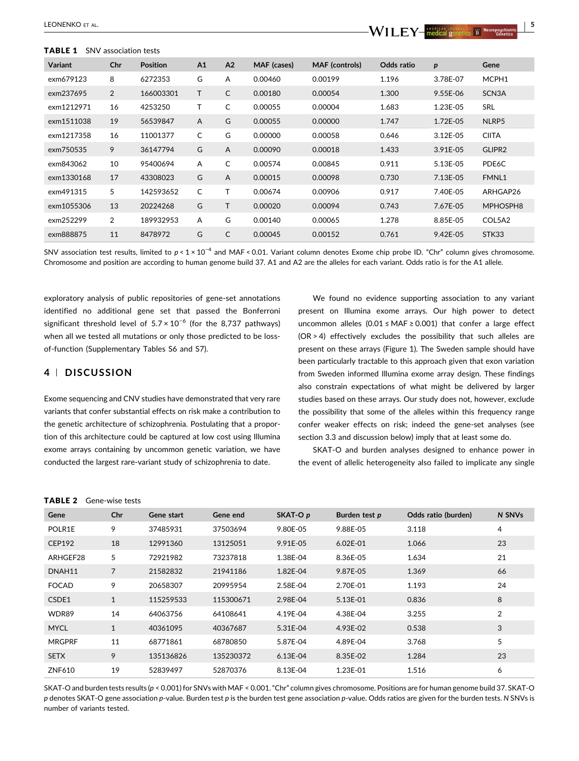**TABLE 1** SNV association tests

| Variant | Chr | Position | A1 | A2 | MAF (cases) | MAF (controls) | Odds ratio | *p* | Gene |
|---|---|---|---|---|---|---|---|---|---|
| exm679123 | 8 | 6272353 | G | A | 0.00460 | 0.00199 | 1.196 | 3.78E-07 | MCPH1 |
| exm237695 | 2 | 166003301 | T | C | 0.00180 | 0.00054 | 1.300 | 9.55E-06 | SCN3A |
| exm1212971 | 16 | 4253250 | T | C | 0.00055 | 0.00004 | 1.683 | 1.23E-05 | SRL |
| exm1511038 | 19 | 56539847 | A | G | 0.00055 | 0.00000 | 1.747 | 1.72E-05 | NLRP5 |
| exm1217358 | 16 | 11001377 | C | G | 0.00000 | 0.00058 | 0.646 | 3.12E-05 | CIITA |
| exm750535 | 9 | 36147794 | G | A | 0.00090 | 0.00018 | 1.433 | 3.91E-05 | GLIPR2 |
| exm843062 | 10 | 95400694 | A | C | 0.00574 | 0.00845 | 0.911 | 5.13E-05 | PDE6C |
| exm1330168 | 17 | 43308023 | G | A | 0.00015 | 0.00098 | 0.730 | 7.13E-05 | FMNL1 |
| exm491315 | 5 | 142593652 | C | T | 0.00674 | 0.00906 | 0.917 | 7.40E-05 | ARHGAP26 |
| exm1055306 | 13 | 20224268 | G | T | 0.00020 | 0.00094 | 0.743 | 7.67E-05 | MPHOSPH8 |
| exm252299 | 2 | 189932953 | A | G | 0.00140 | 0.00065 | 1.278 | 8.85E-05 | COL5A2 |
| exm888875 | 11 | 8478972 | G | C | 0.00045 | 0.00152 | 0.761 | 9.42E-05 | STK33 |

SNV association test results, limited to $p < 1 \times 10^{-4}$ and MAF < 0.01. Variant column denotes Exome chip probe ID. "Chr" column gives chromosome. Chromosome and position are according to human genome build 37. A1 and A2 are the alleles for each variant. Odds ratio is for the A1 allele.

exploratory analysis of public repositories of gene-set annotations identified no additional gene set that passed the Bonferroni significant threshold level of $5.7 \times 10^{-6}$ (for the 8,737 pathways) when all we tested all mutations or only those predicted to be loss-of-function (Supplementary Tables S6 and S7).

## 4 | DISCUSSION

Exome sequencing and CNV studies have demonstrated that very rare variants that confer substantial effects on risk make a contribution to the genetic architecture of schizophrenia. Postulating that a proportion of this architecture could be captured at low cost using Illumina exome arrays containing by uncommon genetic variation, we have conducted the largest rare-variant study of schizophrenia to date.

We found no evidence supporting association to any variant present on Illumina exome arrays. Our high power to detect uncommon alleles (0.01 ≤ MAF ≥ 0.001) that confer a large effect (OR > 4) effectively excludes the possibility that such alleles are present on these arrays (Figure 1). The Sweden sample should have been particularly tractable to this approach given that exon variation from Sweden informed Illumina exome array design. These findings also constrain expectations of what might be delivered by larger studies based on these arrays. Our study does not, however, exclude the possibility that some of the alleles within this frequency range confer weaker effects on risk; indeed the gene-set analyses (see section 3.3 and discussion below) imply that at least some do.

SKAT-O and burden analyses designed to enhance power in the event of allelic heterogeneity also failed to implicate any single

**TABLE 2** Gene-wise tests

| Gene | Chr | Gene start | Gene end | SKAT-O *p* | Burden test *p* | Odds ratio (burden) | *N* SNVs |
|---|---|---|---|---|---|---|---|
| POLR1E | 9 | 37485931 | 37503694 | 9.80E-05 | 9.88E-05 | 3.118 | 4 |
| CEP192 | 18 | 12991360 | 13125051 | 9.91E-05 | 6.02E-01 | 1.066 | 23 |
| ARHGEF28 | 5 | 72921982 | 73237818 | 1.38E-04 | 8.36E-05 | 1.634 | 21 |
| DNAH11 | 7 | 21582832 | 21941186 | 1.82E-04 | 9.87E-05 | 1.369 | 66 |
| FOCAD | 9 | 20658307 | 20995954 | 2.58E-04 | 2.70E-01 | 1.193 | 24 |
| CSDE1 | 1 | 115259533 | 115300671 | 2.98E-04 | 5.13E-01 | 0.836 | 8 |
| WDR89 | 14 | 64063756 | 64108641 | 4.19E-04 | 4.38E-04 | 3.255 | 2 |
| MYCL | 1 | 40361095 | 40367687 | 5.31E-04 | 4.93E-02 | 0.538 | 3 |
| MRGPRF | 11 | 68771861 | 68780850 | 5.87E-04 | 4.89E-04 | 3.768 | 5 |
| SETX | 9 | 135136826 | 135230372 | 6.13E-04 | 8.35E-02 | 1.284 | 23 |
| ZNF610 | 19 | 52839497 | 52870376 | 8.13E-04 | 1.23E-01 | 1.516 | 6 |

SKAT-O and burden tests results ($p < 0.001$) for SNVs with MAF < 0.001. "Chr" column gives chromosome. Positions are for human genome build 37. SKAT-O *p* denotes SKAT-O gene association *p*-value. Burden test *p* is the burden test gene association *p*-value. Odds ratios are given for the burden tests. *N* SNVs is number of variants tested.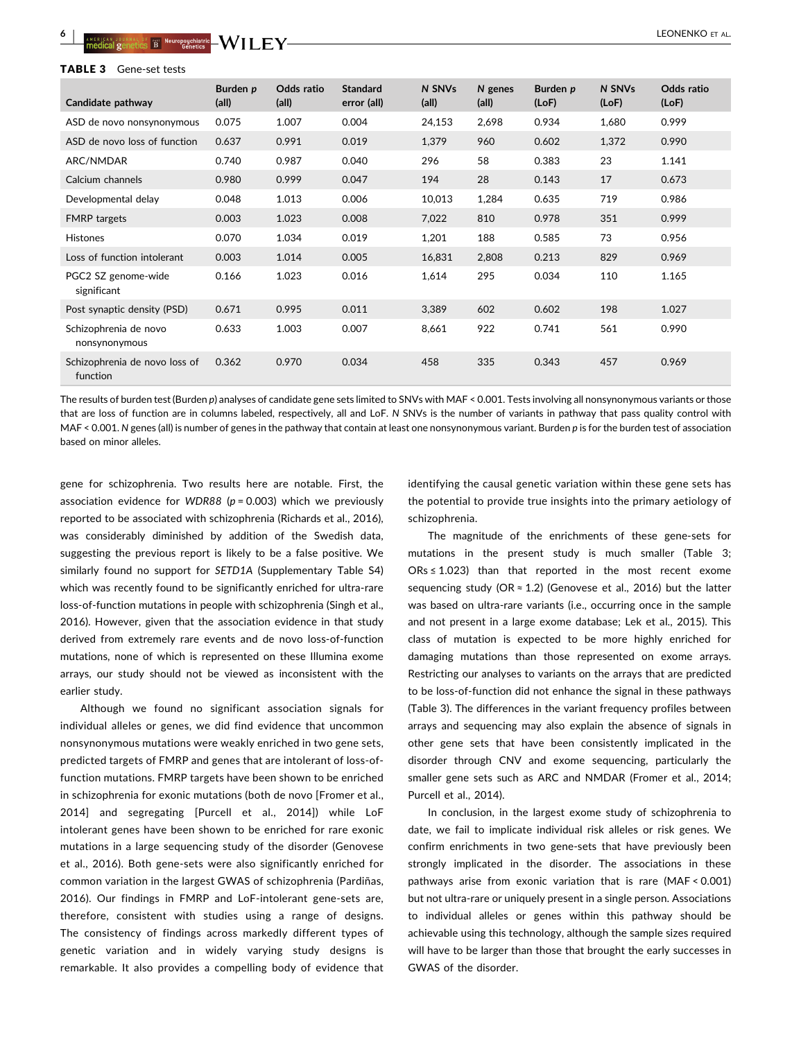**TABLE 3** Gene-set tests

| Candidate pathway | Burden *p* (all) | Odds ratio (all) | Standard error (all) | *N* SNVs (all) | *N* genes (all) | Burden *p* (LoF) | *N* SNVs (LoF) | Odds ratio (LoF) |
|---|---|---|---|---|---|---|---|---|
| ASD de novo nonsynonymous | 0.075 | 1.007 | 0.004 | 24,153 | 2,698 | 0.934 | 1,680 | 0.999 |
| ASD de novo loss of function | 0.637 | 0.991 | 0.019 | 1,379 | 960 | 0.602 | 1,372 | 0.990 |
| ARC/NMDAR | 0.740 | 0.987 | 0.040 | 296 | 58 | 0.383 | 23 | 1.141 |
| Calcium channels | 0.980 | 0.999 | 0.047 | 194 | 28 | 0.143 | 17 | 0.673 |
| Developmental delay | 0.048 | 1.013 | 0.006 | 10,013 | 1,284 | 0.635 | 719 | 0.986 |
| FMRP targets | 0.003 | 1.023 | 0.008 | 7,022 | 810 | 0.978 | 351 | 0.999 |
| Histones | 0.070 | 1.034 | 0.019 | 1,201 | 188 | 0.585 | 73 | 0.956 |
| Loss of function intolerant | 0.003 | 1.014 | 0.005 | 16,831 | 2,808 | 0.213 | 829 | 0.969 |
| PGC2 SZ genome-wide significant | 0.166 | 1.023 | 0.016 | 1,614 | 295 | 0.034 | 110 | 1.165 |
| Post synaptic density (PSD) | 0.671 | 0.995 | 0.011 | 3,389 | 602 | 0.602 | 198 | 1.027 |
| Schizophrenia de novo nonsynonymous | 0.633 | 1.003 | 0.007 | 8,661 | 922 | 0.741 | 561 | 0.990 |
| Schizophrenia de novo loss of function | 0.362 | 0.970 | 0.034 | 458 | 335 | 0.343 | 457 | 0.969 |

The results of burden test (Burden *p*) analyses of candidate gene sets limited to SNVs with MAF < 0.001. Tests involving all nonsynonymous variants or those that are loss of function are in columns labeled, respectively, all and LoF. *N* SNVs is the number of variants in pathway that pass quality control with MAF < 0.001. *N* genes (all) is number of genes in the pathway that contain at least one nonsynonymous variant. Burden *p* is for the burden test of association based on minor alleles.

gene for schizophrenia. Two results here are notable. First, the association evidence for *WDR88* ($p = 0.003$) which we previously reported to be associated with schizophrenia (Richards et al., 2016), was considerably diminished by addition of the Swedish data, suggesting the previous report is likely to be a false positive. We similarly found no support for *SETD1A* (Supplementary Table S4) which was recently found to be significantly enriched for ultra-rare loss-of-function mutations in people with schizophrenia (Singh et al., 2016). However, given that the association evidence in that study derived from extremely rare events and de novo loss-of-function mutations, none of which is represented on these Illumina exome arrays, our study should not be viewed as inconsistent with the earlier study.

Although we found no significant association signals for individual alleles or genes, we did find evidence that uncommon nonsynonymous mutations were weakly enriched in two gene sets, predicted targets of FMRP and genes that are intolerant of loss-of-function mutations. FMRP targets have been shown to be enriched in schizophrenia for exonic mutations (both de novo [Fromer et al., 2014] and segregating [Purcell et al., 2014]) while LoF intolerant genes have been shown to be enriched for rare exonic mutations in a large sequencing study of the disorder (Genovese et al., 2016). Both gene-sets were also significantly enriched for common variation in the largest GWAS of schizophrenia (Pardiñas, 2016). Our findings in FMRP and LoF-intolerant gene-sets are, therefore, consistent with studies using a range of designs. The consistency of findings across markedly different types of genetic variation and in widely varying study designs is remarkable. It also provides a compelling body of evidence that identifying the causal genetic variation within these gene sets has the potential to provide true insights into the primary aetiology of schizophrenia.

The magnitude of the enrichments of these gene-sets for mutations in the present study is much smaller (Table 3; ORs ≤ 1.023) than that reported in the most recent exome sequencing study (OR ≈ 1.2) (Genovese et al., 2016) but the latter was based on ultra-rare variants (i.e., occurring once in the sample and not present in a large exome database; Lek et al., 2015). This class of mutation is expected to be more highly enriched for damaging mutations than those represented on exome arrays. Restricting our analyses to variants on the arrays that are predicted to be loss-of-function did not enhance the signal in these pathways (Table 3). The differences in the variant frequency profiles between arrays and sequencing may also explain the absence of signals in other gene sets that have been consistently implicated in the disorder through CNV and exome sequencing, particularly the smaller gene sets such as ARC and NMDAR (Fromer et al., 2014; Purcell et al., 2014).

In conclusion, in the largest exome study of schizophrenia to date, we fail to implicate individual risk alleles or risk genes. We confirm enrichments in two gene-sets that have previously been strongly implicated in the disorder. The associations in these pathways arise from exonic variation that is rare (MAF < 0.001) but not ultra-rare or uniquely present in a single person. Associations to individual alleles or genes within this pathway should be achievable using this technology, although the sample sizes required will have to be larger than those that brought the early successes in GWAS of the disorder.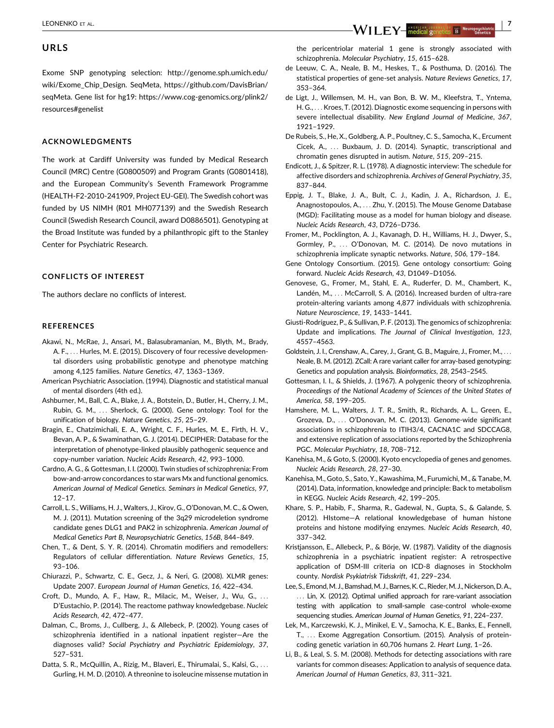## URLS

Exome SNP genotyping selection: http://genome.sph.umich.edu/wiki/Exome_Chip_Design. SeqMeta, https://github.com/DavisBrian/seqMeta. Gene list for hg19: https://www.cog-genomics.org/plink2/resources#genelist

## ACKNOWLEDGMENTS

The work at Cardiff University was funded by Medical Research Council (MRC) Centre (G0800509) and Program Grants (G0801418), and the European Community's Seventh Framework Programme (HEALTH-F2-2010-241909, Project EU-GEI). The Swedish cohort was funded by US NIMH (R01 MH077139) and the Swedish Research Council (Swedish Research Council, award D0886501). Genotyping at the Broad Institute was funded by a philanthropic gift to the Stanley Center for Psychiatric Research.

## CONFLICTS OF INTEREST

The authors declare no conflicts of interest.

## REFERENCES

Akawi, N., McRae, J., Ansari, M., Balasubramanian, M., Blyth, M., Brady, A. F., … Hurles, M. E. (2015). Discovery of four recessive developmental disorders using probabilistic genotype and phenotype matching among 4,125 families. *Nature Genetics*, *47*, 1363–1369.

American Psychiatric Association. (1994). Diagnostic and statistical manual of mental disorders (4th ed.).

Ashburner, M., Ball, C. A., Blake, J. A., Botstein, D., Butler, H., Cherry, J. M., Rubin, G. M., … Sherlock, G. (2000). Gene ontology: Tool for the unification of biology. *Nature Genetics*, *25*, 25–29.

Bragin, E., Chatzimichali, E. A., Wright, C. F., Hurles, M. E., Firth, H. V., Bevan, A. P., & Swaminathan, G. J. (2014). DECIPHER: Database for the interpretation of phenotype-linked plausibly pathogenic sequence and copy-number variation. *Nucleic Acids Research*, *42*, 993–1000.

Cardno, A. G., & Gottesman, I. I. (2000). Twin studies of schizophrenia: From bow-and-arrow concordances to star wars Mx and functional genomics. *American Journal of Medical Genetics. Seminars in Medical Genetics*, *97*, 12–17.

Carroll, L. S., Williams, H. J., Walters, J., Kirov, G., O'Donovan, M. C., & Owen, M. J. (2011). Mutation screening of the 3q29 microdeletion syndrome candidate genes DLG1 and PAK2 in schizophrenia. *American Journal of Medical Genetics Part B, Neuropsychiatric Genetics*, *156B*, 844–849.

Chen, T., & Dent, S. Y. R. (2014). Chromatin modifiers and remodellers: Regulators of cellular differentiation. *Nature Reviews Genetics*, *15*, 93–106.

Chiurazzi, P., Schwartz, C. E., Gecz, J., & Neri, G. (2008). XLMR genes: Update 2007. *European Journal of Human Genetics*, *16*, 422–434.

Croft, D., Mundo, A. F., Haw, R., Milacic, M., Weiser, J., Wu, G., … D'Eustachio, P. (2014). The reactome pathway knowledgebase. *Nucleic Acids Research*, *42*, 472–477.

Dalman, C., Broms, J., Cullberg, J., & Allebeck, P. (2002). Young cases of schizophrenia identified in a national inpatient register—Are the diagnoses valid? *Social Psychiatry and Psychiatric Epidemiology*, *37*, 527–531.

Datta, S. R., McQuillin, A., Rizig, M., Blaveri, E., Thirumalai, S., Kalsi, G., … Gurling, H. M. D. (2010). A threonine to isoleucine missense mutation in the pericentriolar material 1 gene is strongly associated with schizophrenia. *Molecular Psychiatry*, *15*, 615–628.

de Leeuw, C. A., Neale, B. M., Heskes, T., & Posthuma, D. (2016). The statistical properties of gene-set analysis. *Nature Reviews Genetics*, *17*, 353–364.

de Ligt, J., Willemsen, M. H., van Bon, B. W. M., Kleefstra, T., Yntema, H. G., … Kroes, T. (2012). Diagnostic exome sequencing in persons with severe intellectual disability. *New England Journal of Medicine*, *367*, 1921–1929.

De Rubeis, S., He, X., Goldberg, A. P., Poultney, C. S., Samocha, K., Ercument Cicek, A., … Buxbaum, J. D. (2014). Synaptic, transcriptional and chromatin genes disrupted in autism. *Nature*, *515*, 209–215.

Endicott, J., & Spitzer, R. L. (1978). A diagnostic interview: The schedule for affective disorders and schizophrenia. *Archives of General Psychiatry*, *35*, 837–844.

Eppig, J. T., Blake, J. A., Bult, C. J., Kadin, J. A., Richardson, J. E., Anagnostopoulos, A., … Zhu, Y. (2015). The Mouse Genome Database (MGD): Facilitating mouse as a model for human biology and disease. *Nucleic Acids Research*, *43*, D726–D736.

Fromer, M., Pocklington, A. J., Kavanagh, D. H., Williams, H. J., Dwyer, S., Gormley, P., … O'Donovan, M. C. (2014). De novo mutations in schizophrenia implicate synaptic networks. *Nature*, *506*, 179–184.

Gene Ontology Consortium. (2015). Gene ontology consortium: Going forward. *Nucleic Acids Research*, *43*, D1049–D1056.

Genovese, G., Fromer, M., Stahl, E. A., Ruderfer, D. M., Chambert, K., Landén, M., … McCarroll, S. A. (2016). Increased burden of ultra-rare protein-altering variants among 4,877 individuals with schizophrenia. *Nature Neuroscience*, *19*, 1433–1441.

Giusti-Rodríguez, P., & Sullivan, P. F. (2013). The genomics of schizophrenia: Update and implications. *The Journal of Clinical Investigation*, *123*, 4557–4563.

Goldstein, J. I., Crenshaw, A., Carey, J., Grant, G. B., Maguire, J., Fromer, M., … Neale, B. M. (2012). ZCall: A rare variant caller for array-based genotyping: Genetics and population analysis. *Bioinformatics*, *28*, 2543–2545.

Gottesman, I. I., & Shields, J. (1967). A polygenic theory of schizophrenia. *Proceedings of the National Academy of Sciences of the United States of America*, *58*, 199–205.

Hamshere, M. L., Walters, J. T. R., Smith, R., Richards, A. L., Green, E., Grozeva, D., … O'Donovan, M. C. (2013). Genome-wide significant associations in schizophrenia to ITIH3/4, CACNA1C and SDCCAG8, and extensive replication of associations reported by the Schizophrenia PGC. *Molecular Psychiatry*, *18*, 708–712.

Kanehisa, M., & Goto, S. (2000). Kyoto encyclopedia of genes and genomes. *Nucleic Acids Research*, *28*, 27–30.

Kanehisa, M., Goto, S., Sato, Y., Kawashima, M., Furumichi, M., & Tanabe, M. (2014). Data, information, knowledge and principle: Back to metabolism in KEGG. *Nucleic Acids Research*, *42*, 199–205.

Khare, S. P., Habib, F., Sharma, R., Gadewal, N., Gupta, S., & Galande, S. (2012). HIstome—A relational knowledgebase of human histone proteins and histone modifying enzymes. *Nucleic Acids Research*, *40*, 337–342.

Kristjansson, E., Allebeck, P., & Börje, W. (1987). Validity of the diagnosis schizophrenia in a psychiatric inpatient register: A retrospective application of DSM-III criteria on ICD-8 diagnoses in Stockholm county. *Nordisk Psykiatrisk Tidsskrift*, *41*, 229–234.

Lee, S., Emond, M. J., Bamshad, M. J., Barnes, K. C., Rieder, M. J., Nickerson, D. A., … Lin, X. (2012). Optimal unified approach for rare-variant association testing with application to small-sample case-control whole-exome sequencing studies. *American Journal of Human Genetics*, *91*, 224–237.

Lek, M., Karczewski, K. J., Minikel, E. V., Samocha, K. E., Banks, E., Fennell, T., … Exome Aggregation Consortium. (2015). Analysis of protein-coding genetic variation in 60,706 humans 2. *Heart Lung*, 1–26.

Li, B., & Leal, S. S. M. (2008). Methods for detecting associations with rare variants for common diseases: Application to analysis of sequence data. *American Journal of Human Genetics*, *83*, 311–321.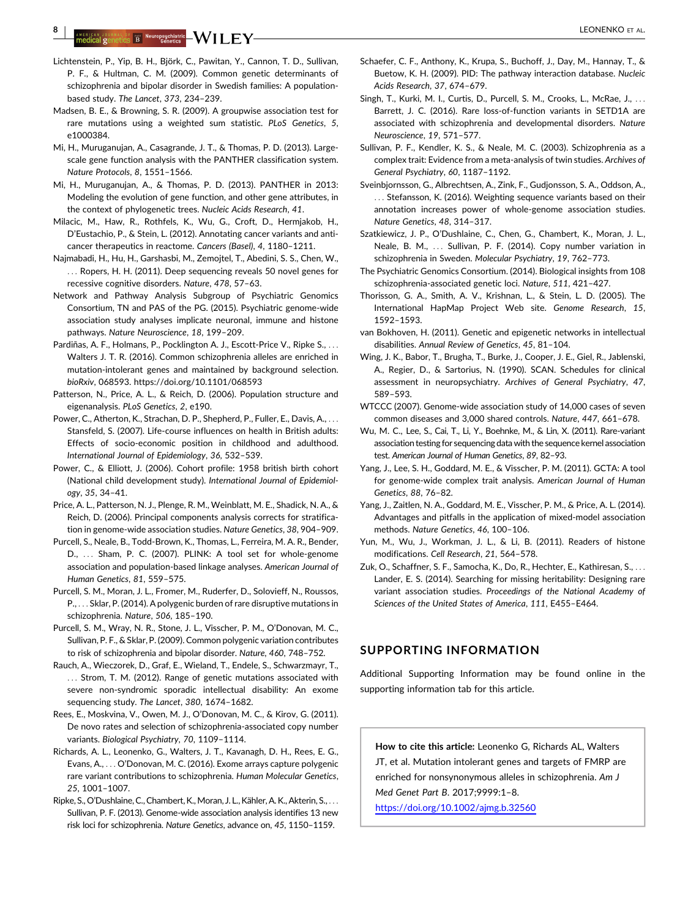Lichtenstein, P., Yip, B. H., Björk, C., Pawitan, Y., Cannon, T. D., Sullivan, P. F., & Hultman, C. M. (2009). Common genetic determinants of schizophrenia and bipolar disorder in Swedish families: A population-based study. *The Lancet*, *373*, 234–239.

Madsen, B. E., & Browning, S. R. (2009). A groupwise association test for rare mutations using a weighted sum statistic. *PLoS Genetics*, *5*, e1000384.

Mi, H., Muruganujan, A., Casagrande, J. T., & Thomas, P. D. (2013). Large-scale gene function analysis with the PANTHER classification system. *Nature Protocols*, *8*, 1551–1566.

Mi, H., Muruganujan, A., & Thomas, P. D. (2013). PANTHER in 2013: Modeling the evolution of gene function, and other gene attributes, in the context of phylogenetic trees. *Nucleic Acids Research*, *41*.

Milacic, M., Haw, R., Rothfels, K., Wu, G., Croft, D., Hermjakob, H., D'Eustachio, P., & Stein, L. (2012). Annotating cancer variants and anti-cancer therapeutics in reactome. *Cancers (Basel)*, *4*, 1180–1211.

Najmabadi, H., Hu, H., Garshasbi, M., Zemojtel, T., Abedini, S. S., Chen, W., . . . Ropers, H. H. (2011). Deep sequencing reveals 50 novel genes for recessive cognitive disorders. *Nature*, *478*, 57–63.

Network and Pathway Analysis Subgroup of Psychiatric Genomics Consortium, TN and PAS of the PGC. (2015). Psychiatric genome-wide association study analyses implicate neuronal, immune and histone pathways. *Nature Neuroscience*, *18*, 199–209.

Pardiñas, A. F., Holmans, P., Pocklington A. J., Escott-Price V., Ripke S., . . . Walters J. T. R. (2016). Common schizophrenia alleles are enriched in mutation-intolerant genes and maintained by background selection. *bioRxiv*, 068593. https://doi.org/10.1101/068593

Patterson, N., Price, A. L., & Reich, D. (2006). Population structure and eigenanalysis. *PLoS Genetics*, *2*, e190.

Power, C., Atherton, K., Strachan, D. P., Shepherd, P., Fuller, E., Davis, A., . . . Stansfeld, S. (2007). Life-course influences on health in British adults: Effects of socio-economic position in childhood and adulthood. *International Journal of Epidemiology*, *36*, 532–539.

Power, C., & Elliott, J. (2006). Cohort profile: 1958 british birth cohort (National child development study). *International Journal of Epidemiology*, *35*, 34–41.

Price, A. L., Patterson, N. J., Plenge, R. M., Weinblatt, M. E., Shadick, N. A., & Reich, D. (2006). Principal components analysis corrects for stratification in genome-wide association studies. *Nature Genetics*, *38*, 904–909.

Purcell, S., Neale, B., Todd-Brown, K., Thomas, L., Ferreira, M. A. R., Bender, D., . . . Sham, P. C. (2007). PLINK: A tool set for whole-genome association and population-based linkage analyses. *American Journal of Human Genetics*, *81*, 559–575.

Purcell, S. M., Moran, J. L., Fromer, M., Ruderfer, D., Solovieff, N., Roussos, P., . . . Sklar, P. (2014). A polygenic burden of rare disruptive mutations in schizophrenia. *Nature*, *506*, 185–190.

Purcell, S. M., Wray, N. R., Stone, J. L., Visscher, P. M., O'Donovan, M. C., Sullivan, P. F., & Sklar, P. (2009). Common polygenic variation contributes to risk of schizophrenia and bipolar disorder. *Nature*, *460*, 748–752.

Rauch, A., Wieczorek, D., Graf, E., Wieland, T., Endele, S., Schwarzmayr, T., . . . Strom, T. M. (2012). Range of genetic mutations associated with severe non-syndromic sporadic intellectual disability: An exome sequencing study. *The Lancet*, *380*, 1674–1682.

Rees, E., Moskvina, V., Owen, M. J., O'Donovan, M. C., & Kirov, G. (2011). De novo rates and selection of schizophrenia-associated copy number variants. *Biological Psychiatry*, *70*, 1109–1114.

Richards, A. L., Leonenko, G., Walters, J. T., Kavanagh, D. H., Rees, E. G., Evans, A., . . . O'Donovan, M. C. (2016). Exome arrays capture polygenic rare variant contributions to schizophrenia. *Human Molecular Genetics*, *25*, 1001–1007.

Ripke, S., O'Dushlaine, C., Chambert, K., Moran, J. L., Kähler, A. K., Akterin, S., . . . Sullivan, P. F. (2013). Genome-wide association analysis identifies 13 new risk loci for schizophrenia. *Nature Genetics*, advance on, *45*, 1150–1159.

Schaefer, C. F., Anthony, K., Krupa, S., Buchoff, J., Day, M., Hannay, T., & Buetow, K. H. (2009). PID: The pathway interaction database. *Nucleic Acids Research*, *37*, 674–679.

Singh, T., Kurki, M. I., Curtis, D., Purcell, S. M., Crooks, L., McRae, J., . . . Barrett, J. C. (2016). Rare loss-of-function variants in SETD1A are associated with schizophrenia and developmental disorders. *Nature Neuroscience*, *19*, 571–577.

Sullivan, P. F., Kendler, K. S., & Neale, M. C. (2003). Schizophrenia as a complex trait: Evidence from a meta-analysis of twin studies. *Archives of General Psychiatry*, *60*, 1187–1192.

Sveinbjornsson, G., Albrechtsen, A., Zink, F., Gudjonsson, S. A., Oddson, A., . . . Stefansson, K. (2016). Weighting sequence variants based on their annotation increases power of whole-genome association studies. *Nature Genetics*, *48*, 314–317.

Szatkiewicz, J. P., O'Dushlaine, C., Chen, G., Chambert, K., Moran, J. L., Neale, B. M., . . . Sullivan, P. F. (2014). Copy number variation in schizophrenia in Sweden. *Molecular Psychiatry*, *19*, 762–773.

The Psychiatric Genomics Consortium. (2014). Biological insights from 108 schizophrenia-associated genetic loci. *Nature*, *511*, 421–427.

Thorisson, G. A., Smith, A. V., Krishnan, L., & Stein, L. D. (2005). The International HapMap Project Web site. *Genome Research*, *15*, 1592–1593.

van Bokhoven, H. (2011). Genetic and epigenetic networks in intellectual disabilities. *Annual Review of Genetics*, *45*, 81–104.

Wing, J. K., Babor, T., Brugha, T., Burke, J., Cooper, J. E., Giel, R., Jablenski, A., Regier, D., & Sartorius, N. (1990). SCAN. Schedules for clinical assessment in neuropsychiatry. *Archives of General Psychiatry*, *47*, 589–593.

WTCCC (2007). Genome-wide association study of 14,000 cases of seven common diseases and 3,000 shared controls. *Nature*, *447*, 661–678.

Wu, M. C., Lee, S., Cai, T., Li, Y., Boehnke, M., & Lin, X. (2011). Rare-variant association testing for sequencing data with the sequence kernel association test. *American Journal of Human Genetics*, *89*, 82–93.

Yang, J., Lee, S. H., Goddard, M. E., & Visscher, P. M. (2011). GCTA: A tool for genome-wide complex trait analysis. *American Journal of Human Genetics*, *88*, 76–82.

Yang, J., Zaitlen, N. A., Goddard, M. E., Visscher, P. M., & Price, A. L. (2014). Advantages and pitfalls in the application of mixed-model association methods. *Nature Genetics*, *46*, 100–106.

Yun, M., Wu, J., Workman, J. L., & Li, B. (2011). Readers of histone modifications. *Cell Research*, *21*, 564–578.

Zuk, O., Schaffner, S. F., Samocha, K., Do, R., Hechter, E., Kathiresan, S., . . . Lander, E. S. (2014). Searching for missing heritability: Designing rare variant association studies. *Proceedings of the National Academy of Sciences of the United States of America*, *111*, E455–E464.

## SUPPORTING INFORMATION

Additional Supporting Information may be found online in the supporting information tab for this article.

**How to cite this article:** Leonenko G, Richards AL, Walters JT, et al. Mutation intolerant genes and targets of FMRP are enriched for nonsynonymous alleles in schizophrenia. *Am J Med Genet Part B*. 2017;9999:1–8. https://doi.org/10.1002/ajmg.b.32560